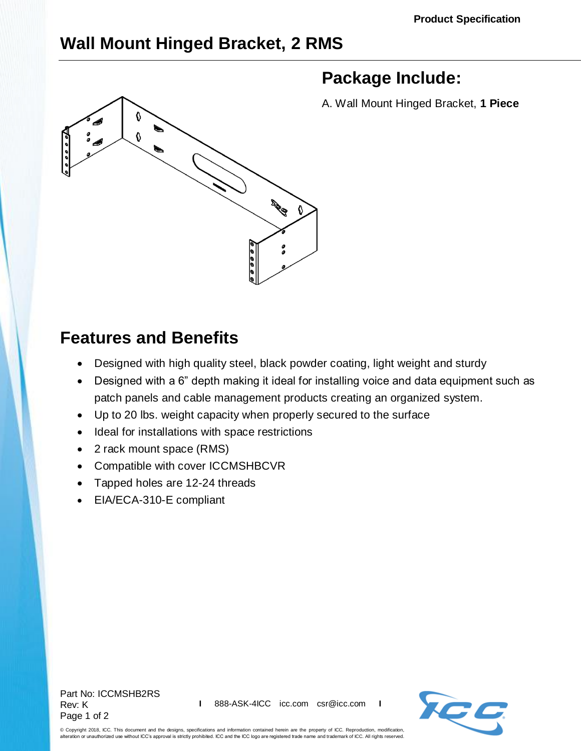Product Specification

# Wall Mount Hinged Bracket, 2 RMS

## Package Include:

A. Wall Mount Hinged Bracket, **1 Piece**

## Features and Benefits

- Designed with high quality steel, black powder coating, light weight and sturdy
- Designed with a 6" depth making it ideal for installing voice and data equipment such as patch panels and cable management products creating an organized system.
- Up to 20 lbs. weight capacity when properly secured to the surface
- Ideal for installations with space restrictions
- 2 rack mount space (RMS)
- Compatible with cover ICCMSHBCVR
- Tapped holes are 12-24 threads
- EIA/ECA-310-E compliant

Part No: ICCMSHB2RS
Rev: K

888-ASK-4ICC icc.com csr@icc.com

© Copyright 2018, ICC. This document and the designs, specifications and information contained herein are the property of ICC. Reproduction, modification, alteration or unauthorized use without ICC's approval is strictly prohibited. ICC and the ICC logo are registered trade name and trademark of ICC. All rights reserved.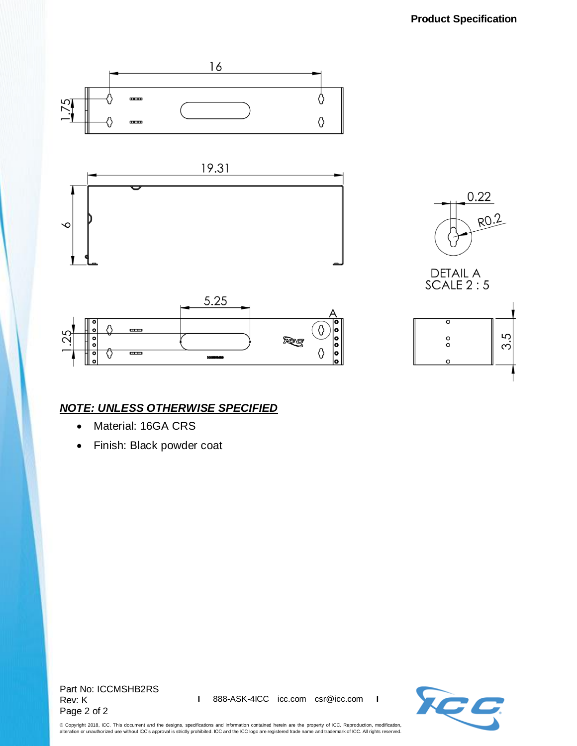16

1.75

19.31

6

5.25

A

1.25

0.22

R0.2

DETAIL A
SCALE 2 : 5

3.5

***NOTE: UNLESS OTHERWISE SPECIFIED***

- Material: 16GA CRS
- Finish: Black powder coat

Part No: ICCMSHB2RS
Rev: K

888-ASK-4ICC icc.com csr@icc.com

© Copyright 2018, ICC. This document and the designs, specifications and information contained herein are the property of ICC. Reproduction, modification, alteration or unauthorized use without ICC's approval is strictly prohibited. ICC and the ICC logo are registered trade name and trademark of ICC. All rights reserved.